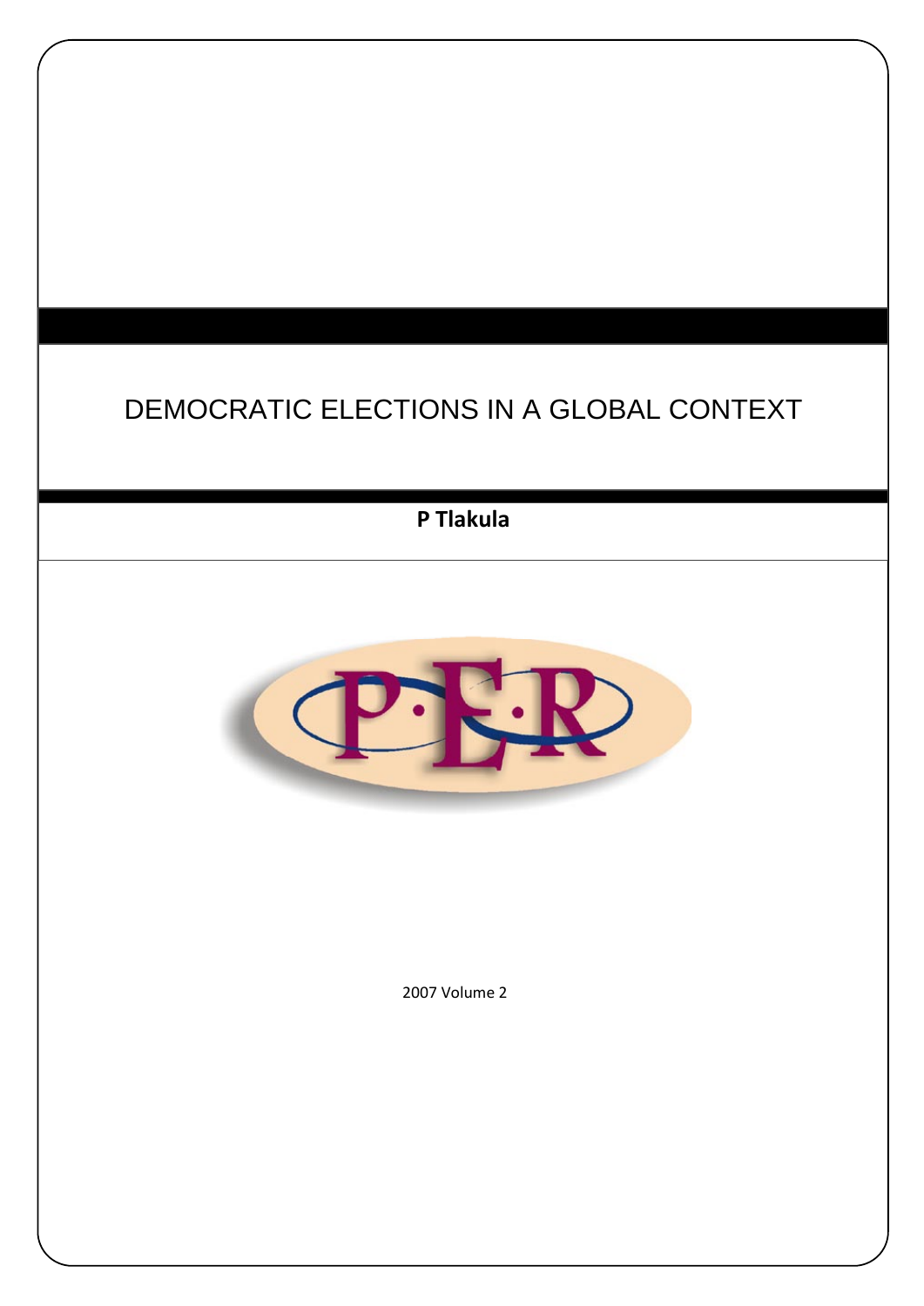# DEMOCRATIC ELECTIONS IN A GLOBAL CONTEXT

**P Tlakula**

2007 Volume 2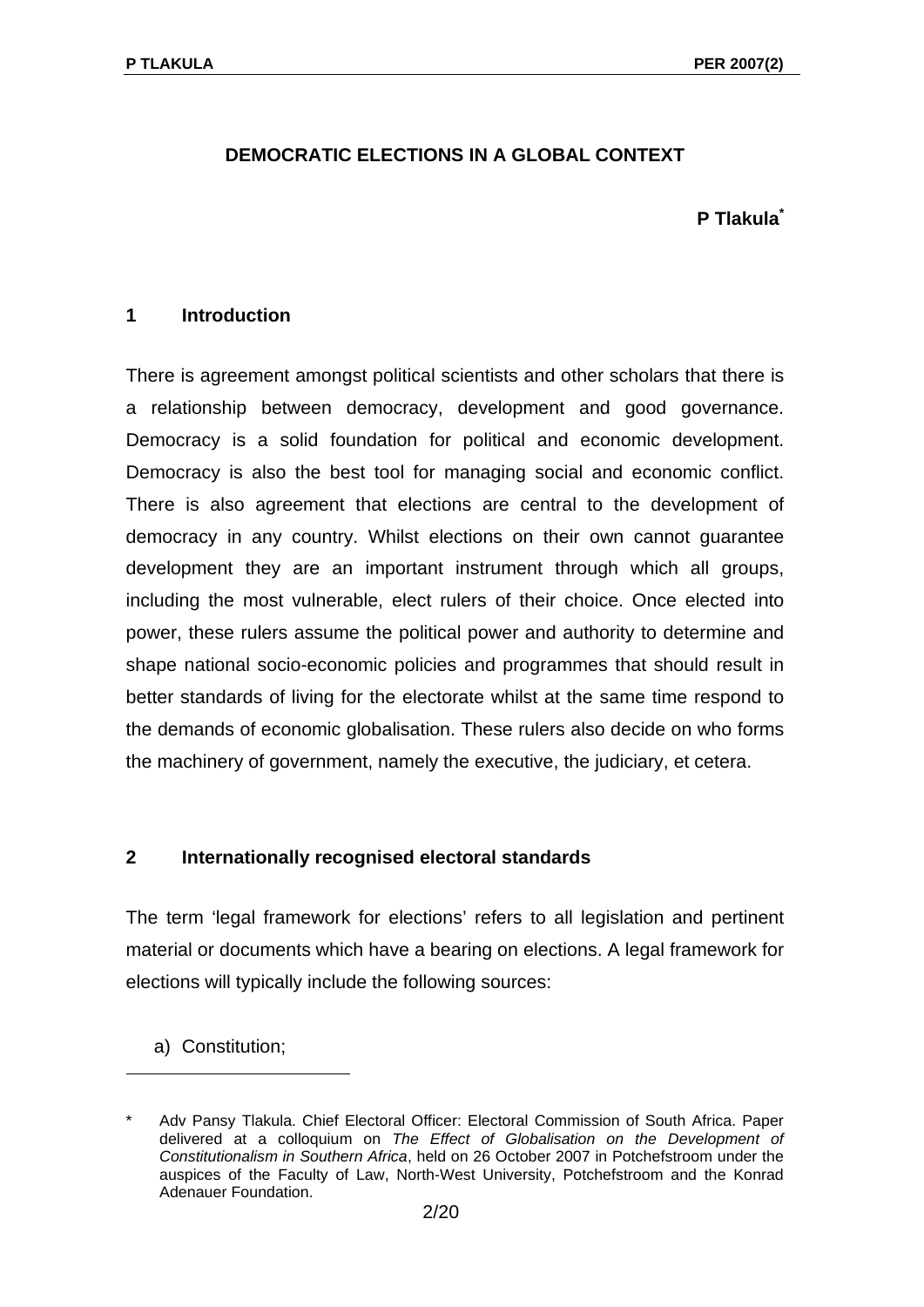# DEMOCRATIC ELECTIONS IN A GLOBAL CONTEXT

**P Tlakula***

## 1 Introduction

There is agreement amongst political scientists and other scholars that there is a relationship between democracy, development and good governance. Democracy is a solid foundation for political and economic development. Democracy is also the best tool for managing social and economic conflict. There is also agreement that elections are central to the development of democracy in any country. Whilst elections on their own cannot guarantee development they are an important instrument through which all groups, including the most vulnerable, elect rulers of their choice. Once elected into power, these rulers assume the political power and authority to determine and shape national socio-economic policies and programmes that should result in better standards of living for the electorate whilst at the same time respond to the demands of economic globalisation. These rulers also decide on who forms the machinery of government, namely the executive, the judiciary, et cetera.

## 2 Internationally recognised electoral standards

The term 'legal framework for elections' refers to all legislation and pertinent material or documents which have a bearing on elections. A legal framework for elections will typically include the following sources:

a) Constitution;

---

\* Adv Pansy Tlakula. Chief Electoral Officer: Electoral Commission of South Africa. Paper delivered at a colloquium on *The Effect of Globalisation on the Development of Constitutionalism in Southern Africa*, held on 26 October 2007 in Potchefstroom under the auspices of the Faculty of Law, North-West University, Potchefstroom and the Konrad Adenauer Foundation.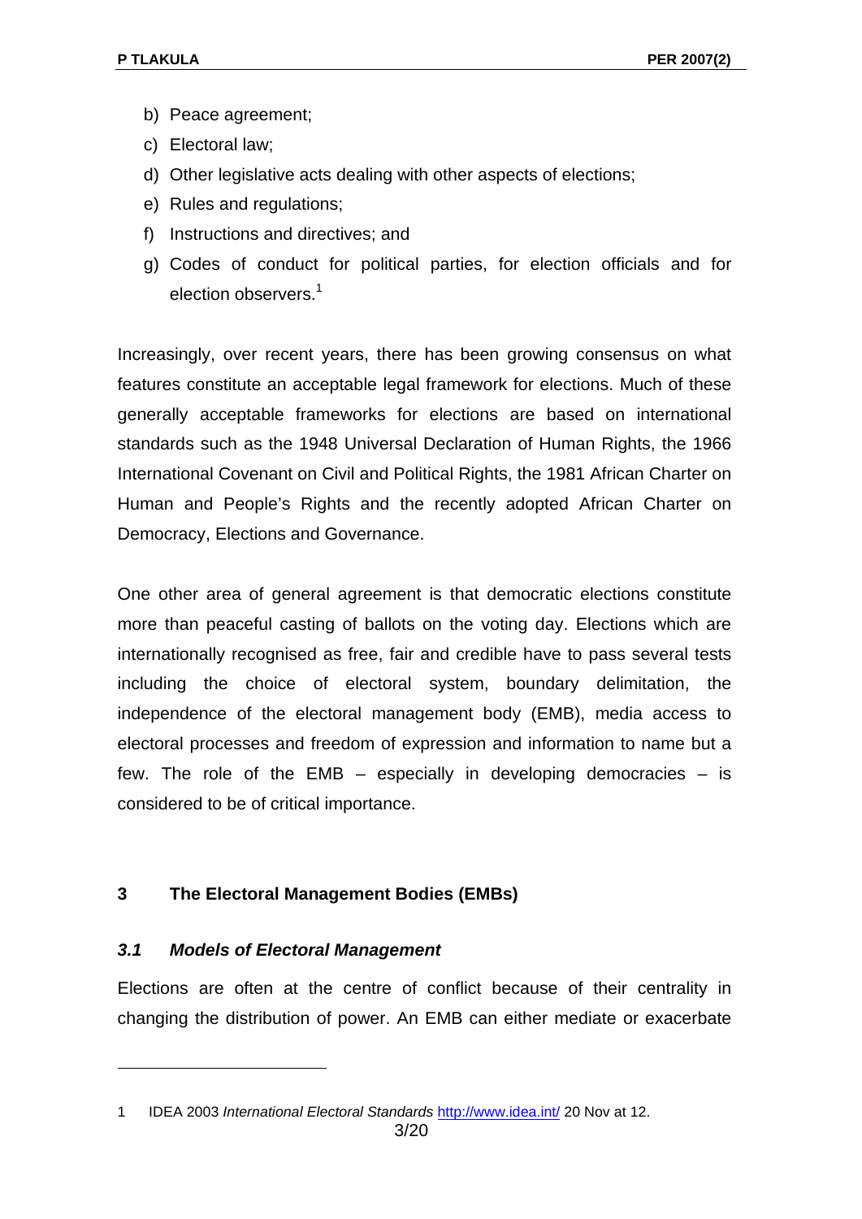b) Peace agreement;

c) Electoral law;

d) Other legislative acts dealing with other aspects of elections;

e) Rules and regulations;

f) Instructions and directives; and

g) Codes of conduct for political parties, for election officials and for election observers.[1]

Increasingly, over recent years, there has been growing consensus on what features constitute an acceptable legal framework for elections. Much of these generally acceptable frameworks for elections are based on international standards such as the 1948 Universal Declaration of Human Rights, the 1966 International Covenant on Civil and Political Rights, the 1981 African Charter on Human and People's Rights and the recently adopted African Charter on Democracy, Elections and Governance.

One other area of general agreement is that democratic elections constitute more than peaceful casting of ballots on the voting day. Elections which are internationally recognised as free, fair and credible have to pass several tests including the choice of electoral system, boundary delimitation, the independence of the electoral management body (EMB), media access to electoral processes and freedom of expression and information to name but a few. The role of the EMB – especially in developing democracies – is considered to be of critical importance.

## 3 The Electoral Management Bodies (EMBs)

### *3.1 Models of Electoral Management*

Elections are often at the centre of conflict because of their centrality in changing the distribution of power. An EMB can either mediate or exacerbate

---

1 IDEA 2003 *International Electoral Standards* http://www.idea.int/ 20 Nov at 12.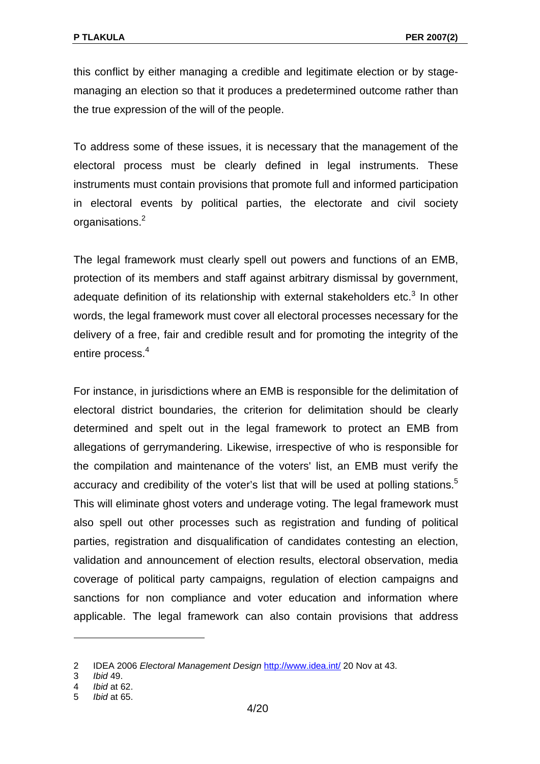this conflict by either managing a credible and legitimate election or by stage-managing an election so that it produces a predetermined outcome rather than the true expression of the will of the people.

To address some of these issues, it is necessary that the management of the electoral process must be clearly defined in legal instruments. These instruments must contain provisions that promote full and informed participation in electoral events by political parties, the electorate and civil society organisations.[2]

The legal framework must clearly spell out powers and functions of an EMB, protection of its members and staff against arbitrary dismissal by government, adequate definition of its relationship with external stakeholders etc.[3] In other words, the legal framework must cover all electoral processes necessary for the delivery of a free, fair and credible result and for promoting the integrity of the entire process.[4]

For instance, in jurisdictions where an EMB is responsible for the delimitation of electoral district boundaries, the criterion for delimitation should be clearly determined and spelt out in the legal framework to protect an EMB from allegations of gerrymandering. Likewise, irrespective of who is responsible for the compilation and maintenance of the voters' list, an EMB must verify the accuracy and credibility of the voter's list that will be used at polling stations.[5] This will eliminate ghost voters and underage voting. The legal framework must also spell out other processes such as registration and funding of political parties, registration and disqualification of candidates contesting an election, validation and announcement of election results, electoral observation, media coverage of political party campaigns, regulation of election campaigns and sanctions for non compliance and voter education and information where applicable. The legal framework can also contain provisions that address

---

2 IDEA 2006 *Electoral Management Design* http://www.idea.int/ 20 Nov at 43.

3 *Ibid* 49.

4 *Ibid* at 62.

5 *Ibid* at 65.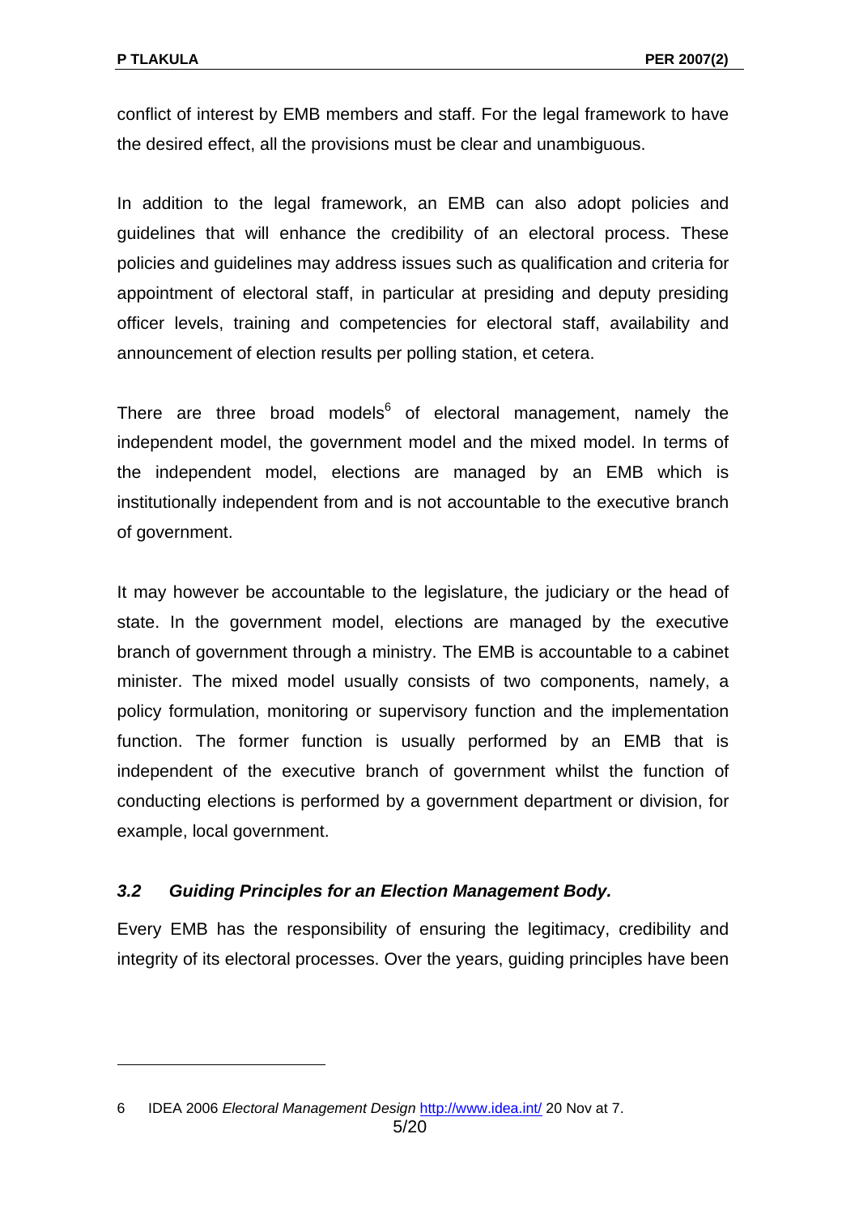conflict of interest by EMB members and staff. For the legal framework to have the desired effect, all the provisions must be clear and unambiguous.

In addition to the legal framework, an EMB can also adopt policies and guidelines that will enhance the credibility of an electoral process. These policies and guidelines may address issues such as qualification and criteria for appointment of electoral staff, in particular at presiding and deputy presiding officer levels, training and competencies for electoral staff, availability and announcement of election results per polling station, et cetera.

There are three broad models[6] of electoral management, namely the independent model, the government model and the mixed model. In terms of the independent model, elections are managed by an EMB which is institutionally independent from and is not accountable to the executive branch of government.

It may however be accountable to the legislature, the judiciary or the head of state. In the government model, elections are managed by the executive branch of government through a ministry. The EMB is accountable to a cabinet minister. The mixed model usually consists of two components, namely, a policy formulation, monitoring or supervisory function and the implementation function. The former function is usually performed by an EMB that is independent of the executive branch of government whilst the function of conducting elections is performed by a government department or division, for example, local government.

### *3.2 Guiding Principles for an Election Management Body.*

Every EMB has the responsibility of ensuring the legitimacy, credibility and integrity of its electoral processes. Over the years, guiding principles have been

---

6 IDEA 2006 *Electoral Management Design* http://www.idea.int/ 20 Nov at 7.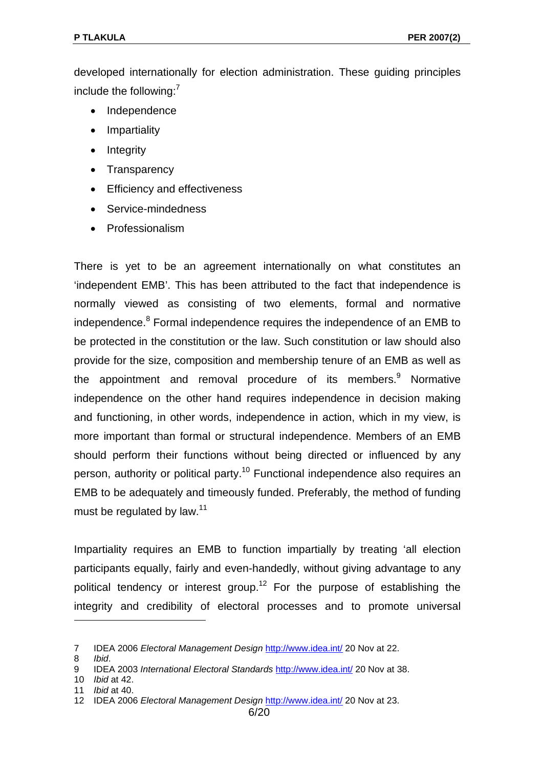developed internationally for election administration. These guiding principles include the following:[7]

- Independence
- Impartiality
- Integrity
- Transparency
- Efficiency and effectiveness
- Service-mindedness
- Professionalism

There is yet to be an agreement internationally on what constitutes an 'independent EMB'. This has been attributed to the fact that independence is normally viewed as consisting of two elements, formal and normative independence.[8] Formal independence requires the independence of an EMB to be protected in the constitution or the law. Such constitution or law should also provide for the size, composition and membership tenure of an EMB as well as the appointment and removal procedure of its members.[9] Normative independence on the other hand requires independence in decision making and functioning, in other words, independence in action, which in my view, is more important than formal or structural independence. Members of an EMB should perform their functions without being directed or influenced by any person, authority or political party.[10] Functional independence also requires an EMB to be adequately and timeously funded. Preferably, the method of funding must be regulated by law.[11]

Impartiality requires an EMB to function impartially by treating 'all election participants equally, fairly and even-handedly, without giving advantage to any political tendency or interest group.[12] For the purpose of establishing the integrity and credibility of electoral processes and to promote universal

---

7 IDEA 2006 *Electoral Management Design* http://www.idea.int/ 20 Nov at 22.

8 *Ibid*.

9 IDEA 2003 *International Electoral Standards* http://www.idea.int/ 20 Nov at 38.

10 *Ibid* at 42.

11 *Ibid* at 40.

12 IDEA 2006 *Electoral Management Design* http://www.idea.int/ 20 Nov at 23.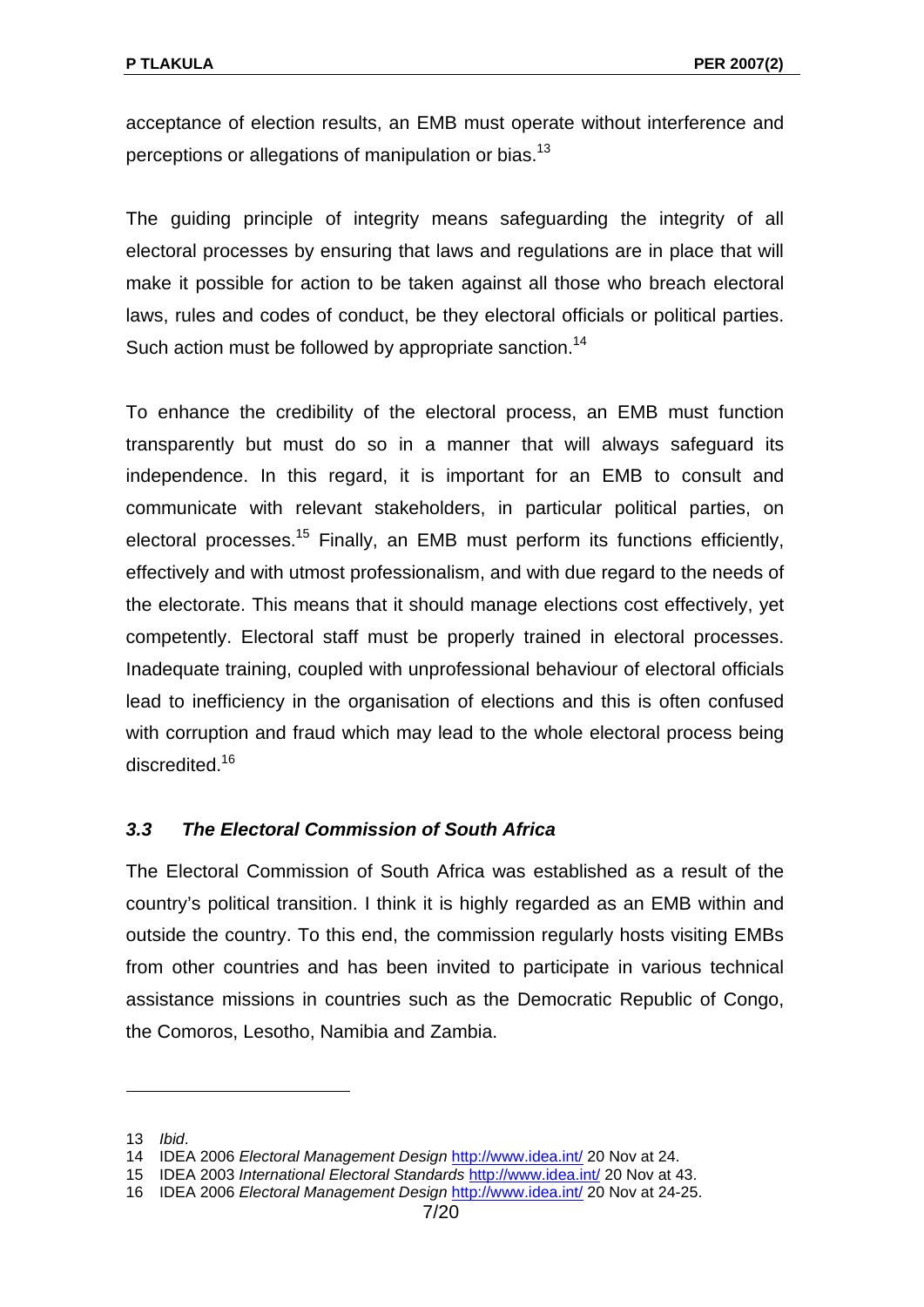acceptance of election results, an EMB must operate without interference and perceptions or allegations of manipulation or bias.[13]

The guiding principle of integrity means safeguarding the integrity of all electoral processes by ensuring that laws and regulations are in place that will make it possible for action to be taken against all those who breach electoral laws, rules and codes of conduct, be they electoral officials or political parties. Such action must be followed by appropriate sanction.[14]

To enhance the credibility of the electoral process, an EMB must function transparently but must do so in a manner that will always safeguard its independence. In this regard, it is important for an EMB to consult and communicate with relevant stakeholders, in particular political parties, on electoral processes.[15] Finally, an EMB must perform its functions efficiently, effectively and with utmost professionalism, and with due regard to the needs of the electorate. This means that it should manage elections cost effectively, yet competently. Electoral staff must be properly trained in electoral processes. Inadequate training, coupled with unprofessional behaviour of electoral officials lead to inefficiency in the organisation of elections and this is often confused with corruption and fraud which may lead to the whole electoral process being discredited.[16]

### *3.3 The Electoral Commission of South Africa*

The Electoral Commission of South Africa was established as a result of the country's political transition. I think it is highly regarded as an EMB within and outside the country. To this end, the commission regularly hosts visiting EMBs from other countries and has been invited to participate in various technical assistance missions in countries such as the Democratic Republic of Congo, the Comoros, Lesotho, Namibia and Zambia.

---

13 *Ibid*.
14 IDEA 2006 *Electoral Management Design* http://www.idea.int/ 20 Nov at 24.
15 IDEA 2003 *International Electoral Standards* http://www.idea.int/ 20 Nov at 43.
16 IDEA 2006 *Electoral Management Design* http://www.idea.int/ 20 Nov at 24-25.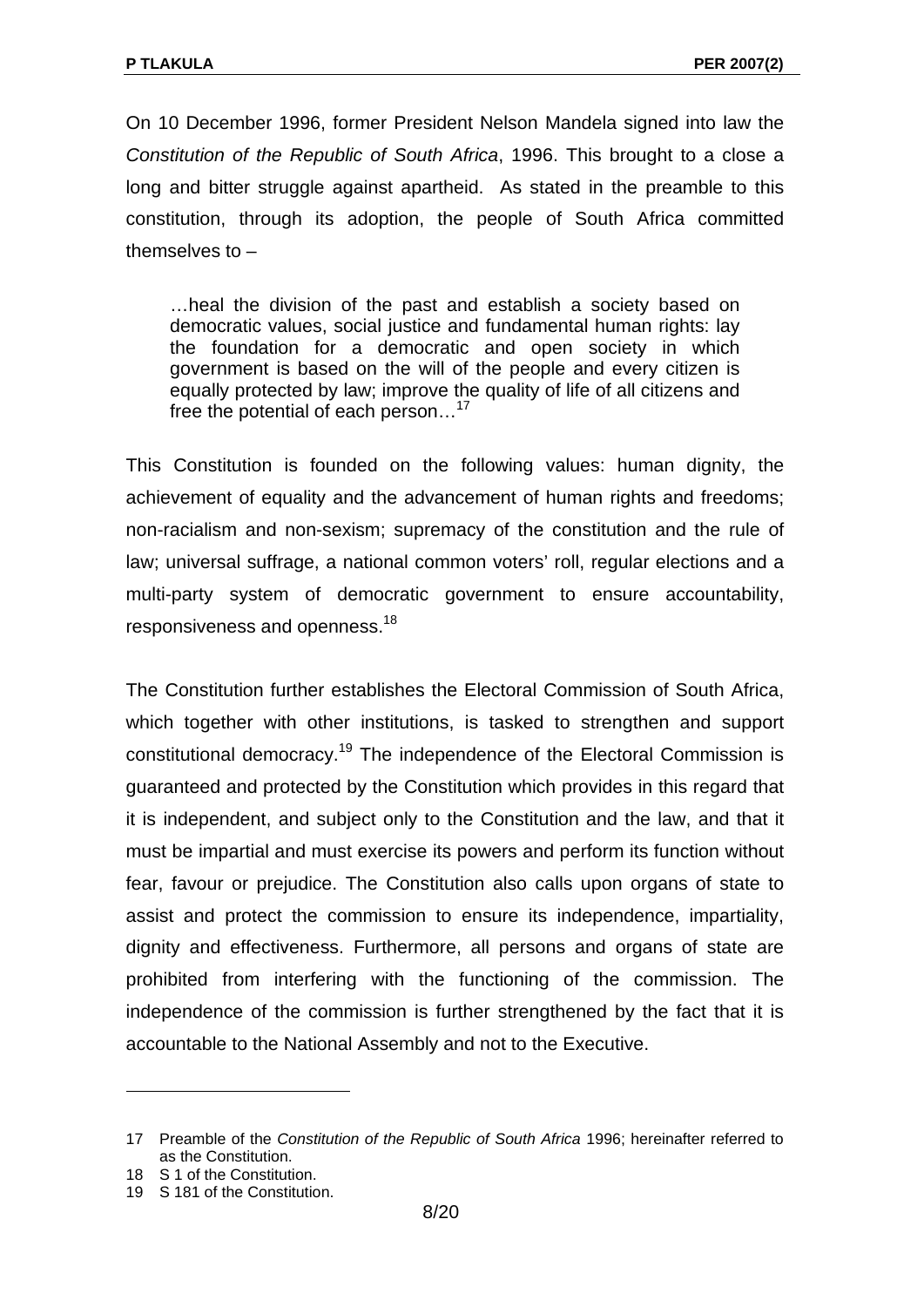On 10 December 1996, former President Nelson Mandela signed into law the *Constitution of the Republic of South Africa*, 1996. This brought to a close a long and bitter struggle against apartheid. As stated in the preamble to this constitution, through its adoption, the people of South Africa committed themselves to –

> …heal the division of the past and establish a society based on democratic values, social justice and fundamental human rights: lay the foundation for a democratic and open society in which government is based on the will of the people and every citizen is equally protected by law; improve the quality of life of all citizens and free the potential of each person…[17]

This Constitution is founded on the following values: human dignity, the achievement of equality and the advancement of human rights and freedoms; non-racialism and non-sexism; supremacy of the constitution and the rule of law; universal suffrage, a national common voters' roll, regular elections and a multi-party system of democratic government to ensure accountability, responsiveness and openness.[18]

The Constitution further establishes the Electoral Commission of South Africa, which together with other institutions, is tasked to strengthen and support constitutional democracy.[19] The independence of the Electoral Commission is guaranteed and protected by the Constitution which provides in this regard that it is independent, and subject only to the Constitution and the law, and that it must be impartial and must exercise its powers and perform its function without fear, favour or prejudice. The Constitution also calls upon organs of state to assist and protect the commission to ensure its independence, impartiality, dignity and effectiveness. Furthermore, all persons and organs of state are prohibited from interfering with the functioning of the commission. The independence of the commission is further strengthened by the fact that it is accountable to the National Assembly and not to the Executive.

---

17 Preamble of the *Constitution of the Republic of South Africa* 1996; hereinafter referred to as the Constitution.

18 S 1 of the Constitution.

19 S 181 of the Constitution.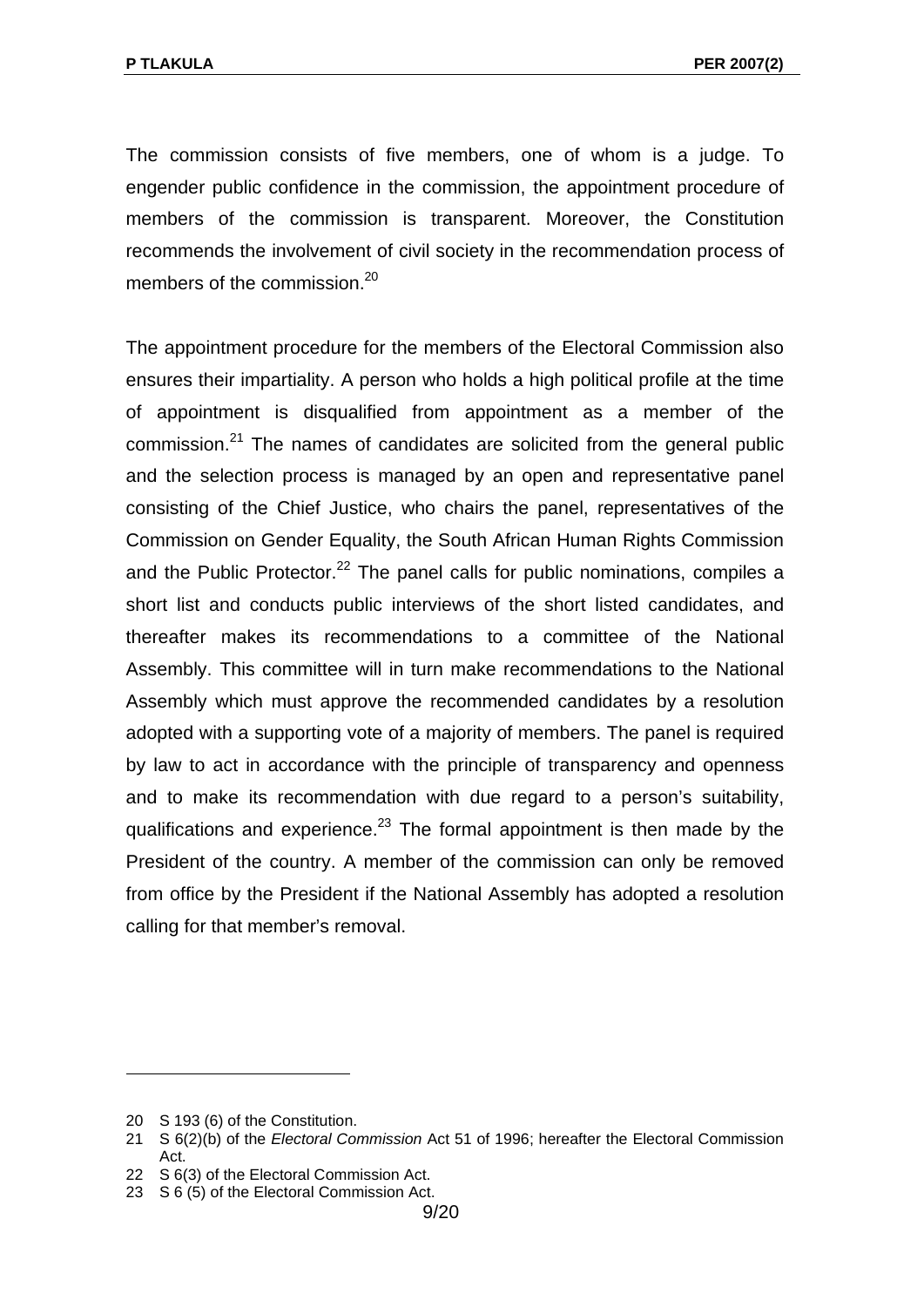The commission consists of five members, one of whom is a judge. To engender public confidence in the commission, the appointment procedure of members of the commission is transparent. Moreover, the Constitution recommends the involvement of civil society in the recommendation process of members of the commission.[20]

The appointment procedure for the members of the Electoral Commission also ensures their impartiality. A person who holds a high political profile at the time of appointment is disqualified from appointment as a member of the commission.[21] The names of candidates are solicited from the general public and the selection process is managed by an open and representative panel consisting of the Chief Justice, who chairs the panel, representatives of the Commission on Gender Equality, the South African Human Rights Commission and the Public Protector.[22] The panel calls for public nominations, compiles a short list and conducts public interviews of the short listed candidates, and thereafter makes its recommendations to a committee of the National Assembly. This committee will in turn make recommendations to the National Assembly which must approve the recommended candidates by a resolution adopted with a supporting vote of a majority of members. The panel is required by law to act in accordance with the principle of transparency and openness and to make its recommendation with due regard to a person's suitability, qualifications and experience.[23] The formal appointment is then made by the President of the country. A member of the commission can only be removed from office by the President if the National Assembly has adopted a resolution calling for that member's removal.

---

20 S 193 (6) of the Constitution.

21 S 6(2)(b) of the *Electoral Commission* Act 51 of 1996; hereafter the Electoral Commission Act.

22 S 6(3) of the Electoral Commission Act.

23 S 6 (5) of the Electoral Commission Act.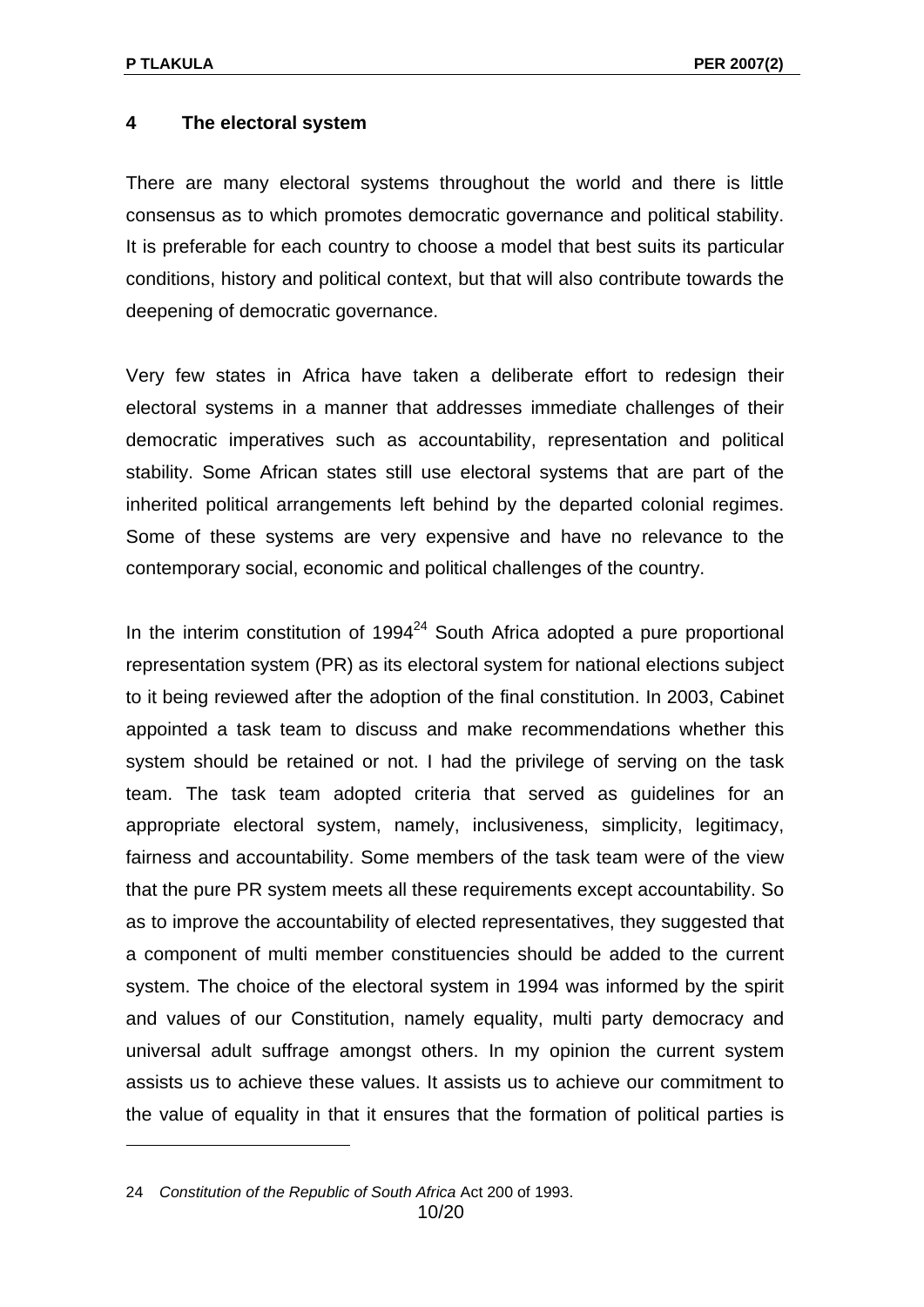## 4 The electoral system

There are many electoral systems throughout the world and there is little consensus as to which promotes democratic governance and political stability. It is preferable for each country to choose a model that best suits its particular conditions, history and political context, but that will also contribute towards the deepening of democratic governance.

Very few states in Africa have taken a deliberate effort to redesign their electoral systems in a manner that addresses immediate challenges of their democratic imperatives such as accountability, representation and political stability. Some African states still use electoral systems that are part of the inherited political arrangements left behind by the departed colonial regimes. Some of these systems are very expensive and have no relevance to the contemporary social, economic and political challenges of the country.

In the interim constitution of 1994[24] South Africa adopted a pure proportional representation system (PR) as its electoral system for national elections subject to it being reviewed after the adoption of the final constitution. In 2003, Cabinet appointed a task team to discuss and make recommendations whether this system should be retained or not. I had the privilege of serving on the task team. The task team adopted criteria that served as guidelines for an appropriate electoral system, namely, inclusiveness, simplicity, legitimacy, fairness and accountability. Some members of the task team were of the view that the pure PR system meets all these requirements except accountability. So as to improve the accountability of elected representatives, they suggested that a component of multi member constituencies should be added to the current system. The choice of the electoral system in 1994 was informed by the spirit and values of our Constitution, namely equality, multi party democracy and universal adult suffrage amongst others. In my opinion the current system assists us to achieve these values. It assists us to achieve our commitment to the value of equality in that it ensures that the formation of political parties is

---

24 *Constitution of the Republic of South Africa* Act 200 of 1993.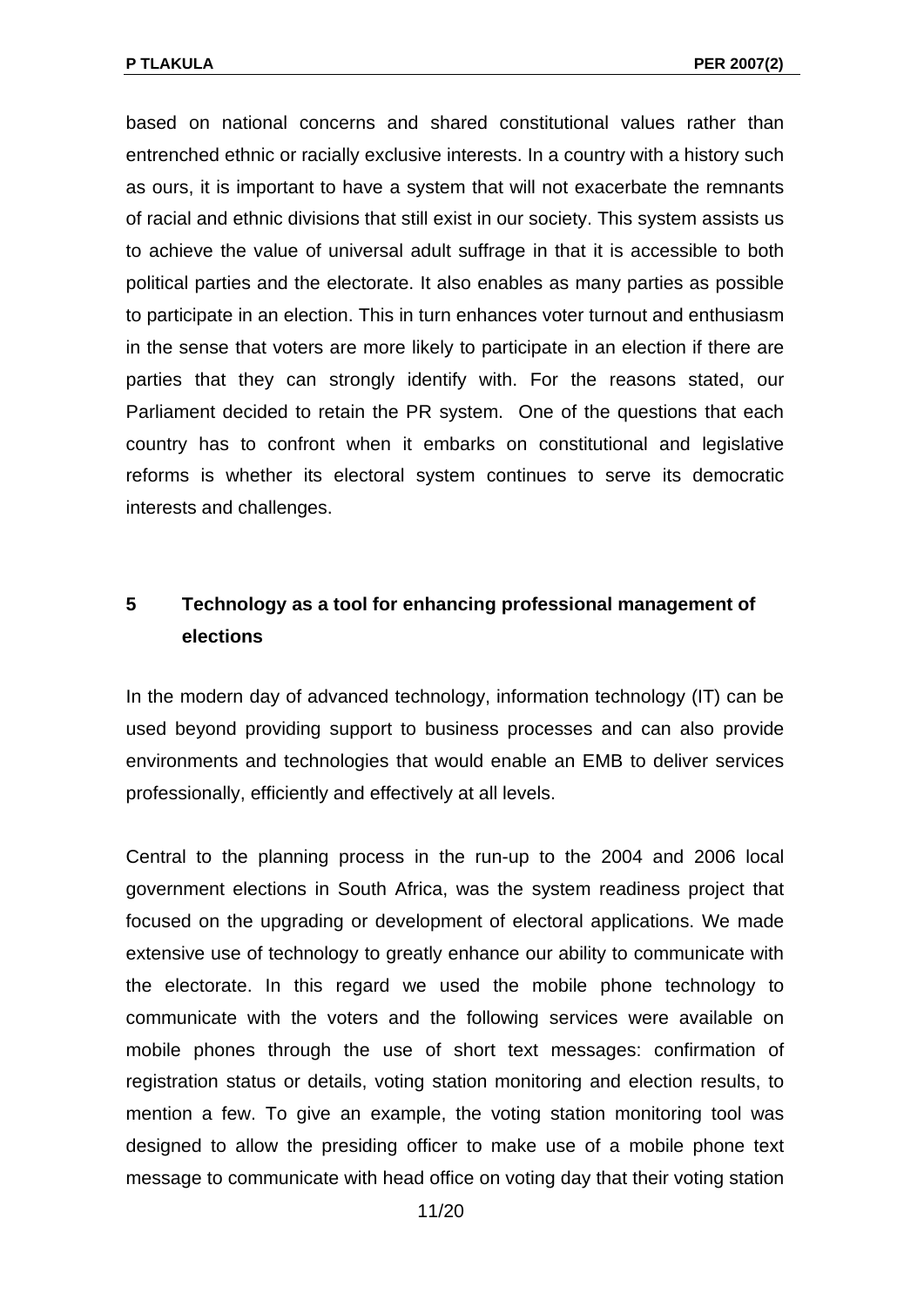based on national concerns and shared constitutional values rather than entrenched ethnic or racially exclusive interests. In a country with a history such as ours, it is important to have a system that will not exacerbate the remnants of racial and ethnic divisions that still exist in our society. This system assists us to achieve the value of universal adult suffrage in that it is accessible to both political parties and the electorate. It also enables as many parties as possible to participate in an election. This in turn enhances voter turnout and enthusiasm in the sense that voters are more likely to participate in an election if there are parties that they can strongly identify with. For the reasons stated, our Parliament decided to retain the PR system. One of the questions that each country has to confront when it embarks on constitutional and legislative reforms is whether its electoral system continues to serve its democratic interests and challenges.

## 5 Technology as a tool for enhancing professional management of elections

In the modern day of advanced technology, information technology (IT) can be used beyond providing support to business processes and can also provide environments and technologies that would enable an EMB to deliver services professionally, efficiently and effectively at all levels.

Central to the planning process in the run-up to the 2004 and 2006 local government elections in South Africa, was the system readiness project that focused on the upgrading or development of electoral applications. We made extensive use of technology to greatly enhance our ability to communicate with the electorate. In this regard we used the mobile phone technology to communicate with the voters and the following services were available on mobile phones through the use of short text messages: confirmation of registration status or details, voting station monitoring and election results, to mention a few. To give an example, the voting station monitoring tool was designed to allow the presiding officer to make use of a mobile phone text message to communicate with head office on voting day that their voting station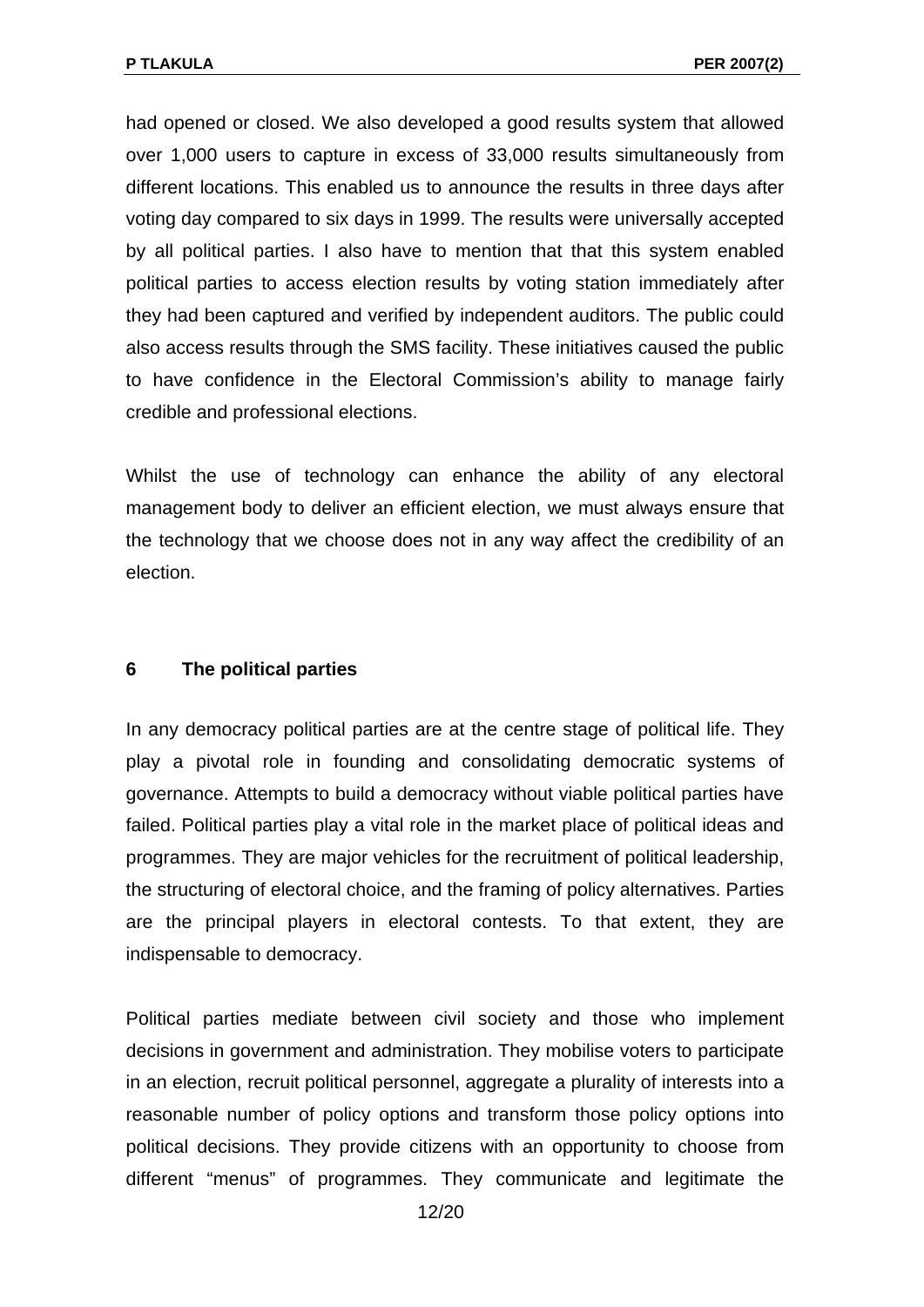had opened or closed. We also developed a good results system that allowed over 1,000 users to capture in excess of 33,000 results simultaneously from different locations. This enabled us to announce the results in three days after voting day compared to six days in 1999. The results were universally accepted by all political parties. I also have to mention that that this system enabled political parties to access election results by voting station immediately after they had been captured and verified by independent auditors. The public could also access results through the SMS facility. These initiatives caused the public to have confidence in the Electoral Commission's ability to manage fairly credible and professional elections.

Whilst the use of technology can enhance the ability of any electoral management body to deliver an efficient election, we must always ensure that the technology that we choose does not in any way affect the credibility of an election.

## 6 The political parties

In any democracy political parties are at the centre stage of political life. They play a pivotal role in founding and consolidating democratic systems of governance. Attempts to build a democracy without viable political parties have failed. Political parties play a vital role in the market place of political ideas and programmes. They are major vehicles for the recruitment of political leadership, the structuring of electoral choice, and the framing of policy alternatives. Parties are the principal players in electoral contests. To that extent, they are indispensable to democracy.

Political parties mediate between civil society and those who implement decisions in government and administration. They mobilise voters to participate in an election, recruit political personnel, aggregate a plurality of interests into a reasonable number of policy options and transform those policy options into political decisions. They provide citizens with an opportunity to choose from different "menus" of programmes. They communicate and legitimate the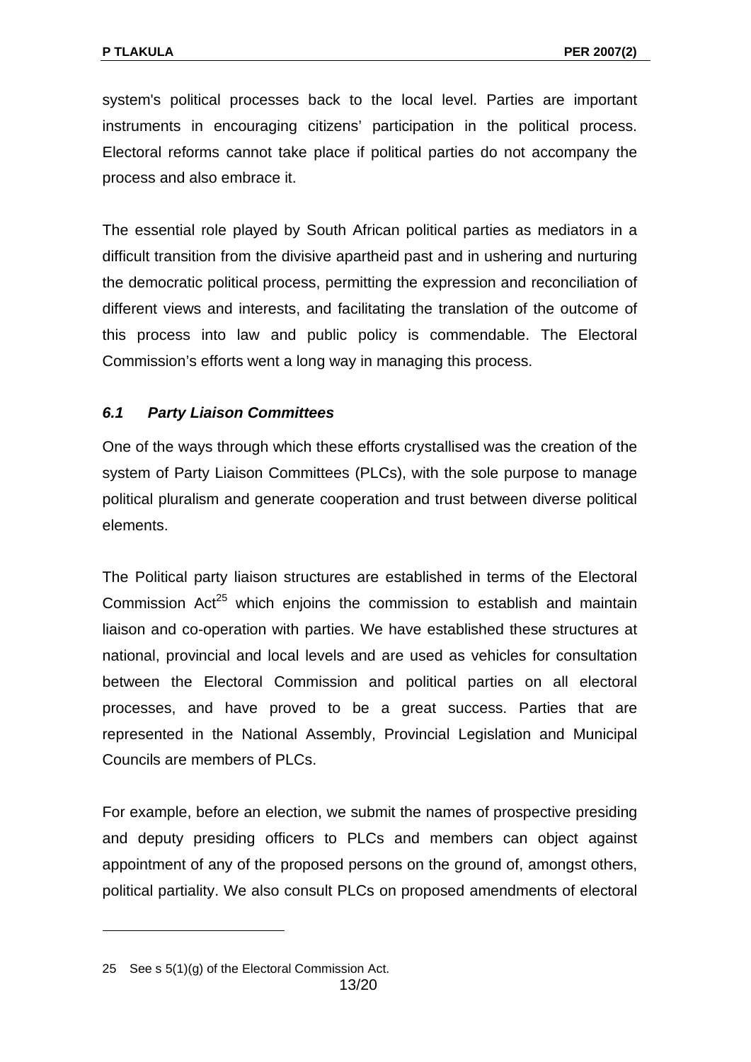system's political processes back to the local level. Parties are important instruments in encouraging citizens' participation in the political process. Electoral reforms cannot take place if political parties do not accompany the process and also embrace it.

The essential role played by South African political parties as mediators in a difficult transition from the divisive apartheid past and in ushering and nurturing the democratic political process, permitting the expression and reconciliation of different views and interests, and facilitating the translation of the outcome of this process into law and public policy is commendable. The Electoral Commission's efforts went a long way in managing this process.

### *6.1 Party Liaison Committees*

One of the ways through which these efforts crystallised was the creation of the system of Party Liaison Committees (PLCs), with the sole purpose to manage political pluralism and generate cooperation and trust between diverse political elements.

The Political party liaison structures are established in terms of the Electoral Commission Act[25] which enjoins the commission to establish and maintain liaison and co-operation with parties. We have established these structures at national, provincial and local levels and are used as vehicles for consultation between the Electoral Commission and political parties on all electoral processes, and have proved to be a great success. Parties that are represented in the National Assembly, Provincial Legislation and Municipal Councils are members of PLCs.

For example, before an election, we submit the names of prospective presiding and deputy presiding officers to PLCs and members can object against appointment of any of the proposed persons on the ground of, amongst others, political partiality. We also consult PLCs on proposed amendments of electoral

---

25 See s 5(1)(g) of the Electoral Commission Act.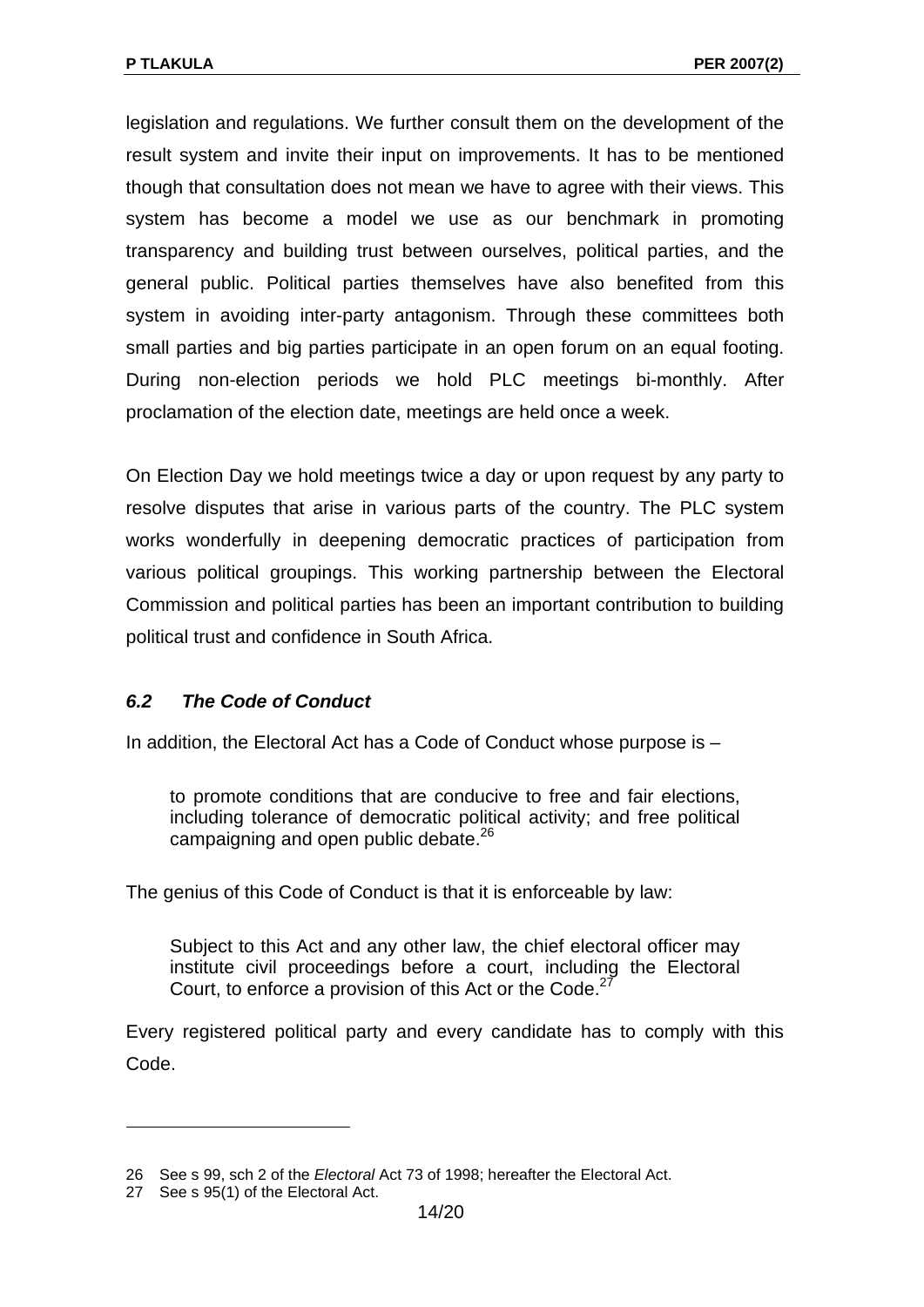legislation and regulations. We further consult them on the development of the result system and invite their input on improvements. It has to be mentioned though that consultation does not mean we have to agree with their views. This system has become a model we use as our benchmark in promoting transparency and building trust between ourselves, political parties, and the general public. Political parties themselves have also benefited from this system in avoiding inter-party antagonism. Through these committees both small parties and big parties participate in an open forum on an equal footing. During non-election periods we hold PLC meetings bi-monthly. After proclamation of the election date, meetings are held once a week.

On Election Day we hold meetings twice a day or upon request by any party to resolve disputes that arise in various parts of the country. The PLC system works wonderfully in deepening democratic practices of participation from various political groupings. This working partnership between the Electoral Commission and political parties has been an important contribution to building political trust and confidence in South Africa.

### *6.2 The Code of Conduct*

In addition, the Electoral Act has a Code of Conduct whose purpose is –

> to promote conditions that are conducive to free and fair elections, including tolerance of democratic political activity; and free political campaigning and open public debate.[26]

The genius of this Code of Conduct is that it is enforceable by law:

> Subject to this Act and any other law, the chief electoral officer may institute civil proceedings before a court, including the Electoral Court, to enforce a provision of this Act or the Code.[27]

Every registered political party and every candidate has to comply with this Code.

---

26 See s 99, sch 2 of the *Electoral* Act 73 of 1998; hereafter the Electoral Act.

27 See s 95(1) of the Electoral Act.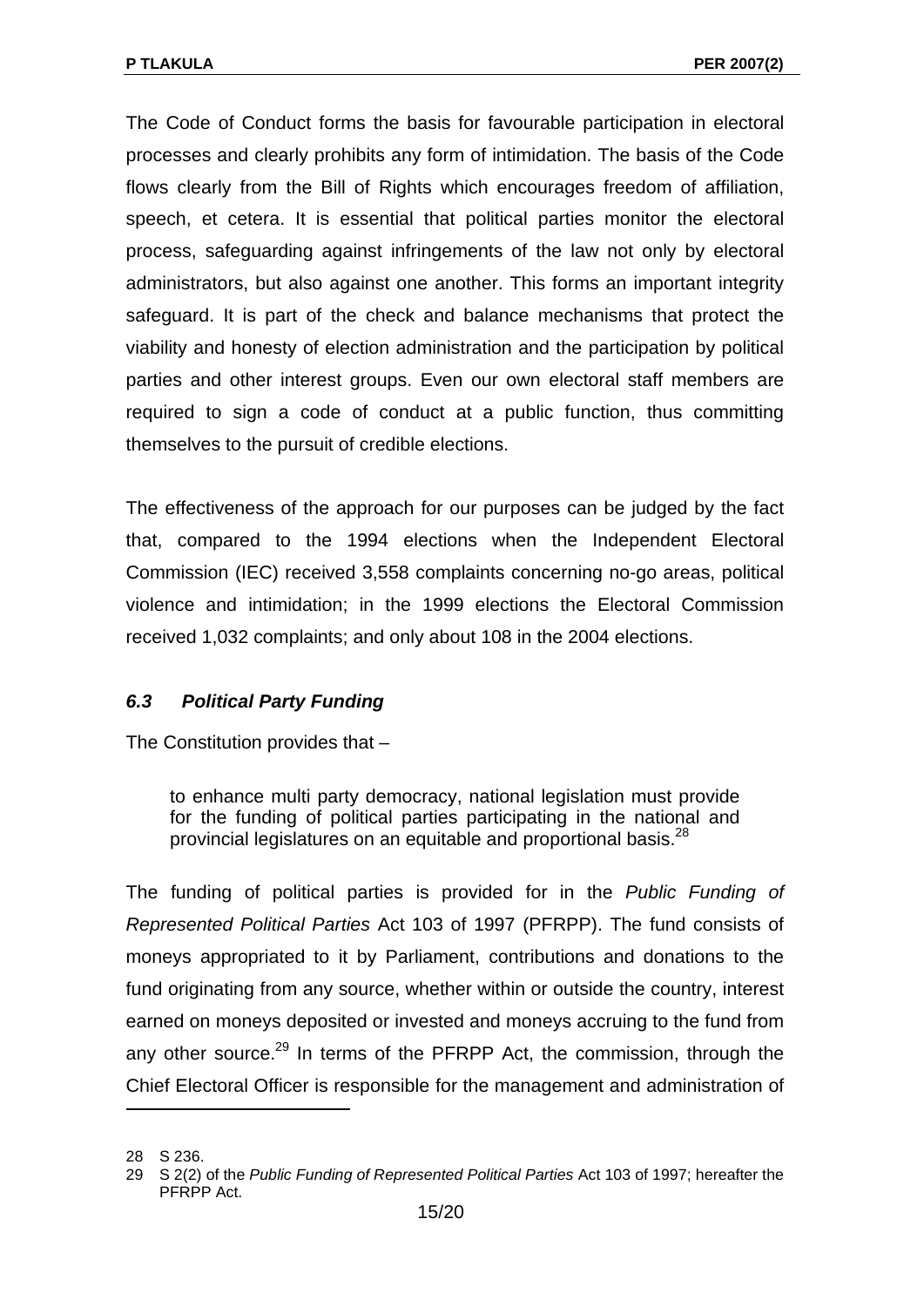The Code of Conduct forms the basis for favourable participation in electoral processes and clearly prohibits any form of intimidation. The basis of the Code flows clearly from the Bill of Rights which encourages freedom of affiliation, speech, et cetera. It is essential that political parties monitor the electoral process, safeguarding against infringements of the law not only by electoral administrators, but also against one another. This forms an important integrity safeguard. It is part of the check and balance mechanisms that protect the viability and honesty of election administration and the participation by political parties and other interest groups. Even our own electoral staff members are required to sign a code of conduct at a public function, thus committing themselves to the pursuit of credible elections.

The effectiveness of the approach for our purposes can be judged by the fact that, compared to the 1994 elections when the Independent Electoral Commission (IEC) received 3,558 complaints concerning no-go areas, political violence and intimidation; in the 1999 elections the Electoral Commission received 1,032 complaints; and only about 108 in the 2004 elections.

### *6.3 Political Party Funding*

The Constitution provides that –

> to enhance multi party democracy, national legislation must provide for the funding of political parties participating in the national and provincial legislatures on an equitable and proportional basis.[28]

The funding of political parties is provided for in the *Public Funding of Represented Political Parties* Act 103 of 1997 (PFRPP). The fund consists of moneys appropriated to it by Parliament, contributions and donations to the fund originating from any source, whether within or outside the country, interest earned on moneys deposited or invested and moneys accruing to the fund from any other source.[29] In terms of the PFRPP Act, the commission, through the Chief Electoral Officer is responsible for the management and administration of

---

28 S 236.

29 S 2(2) of the *Public Funding of Represented Political Parties* Act 103 of 1997; hereafter the PFRPP Act.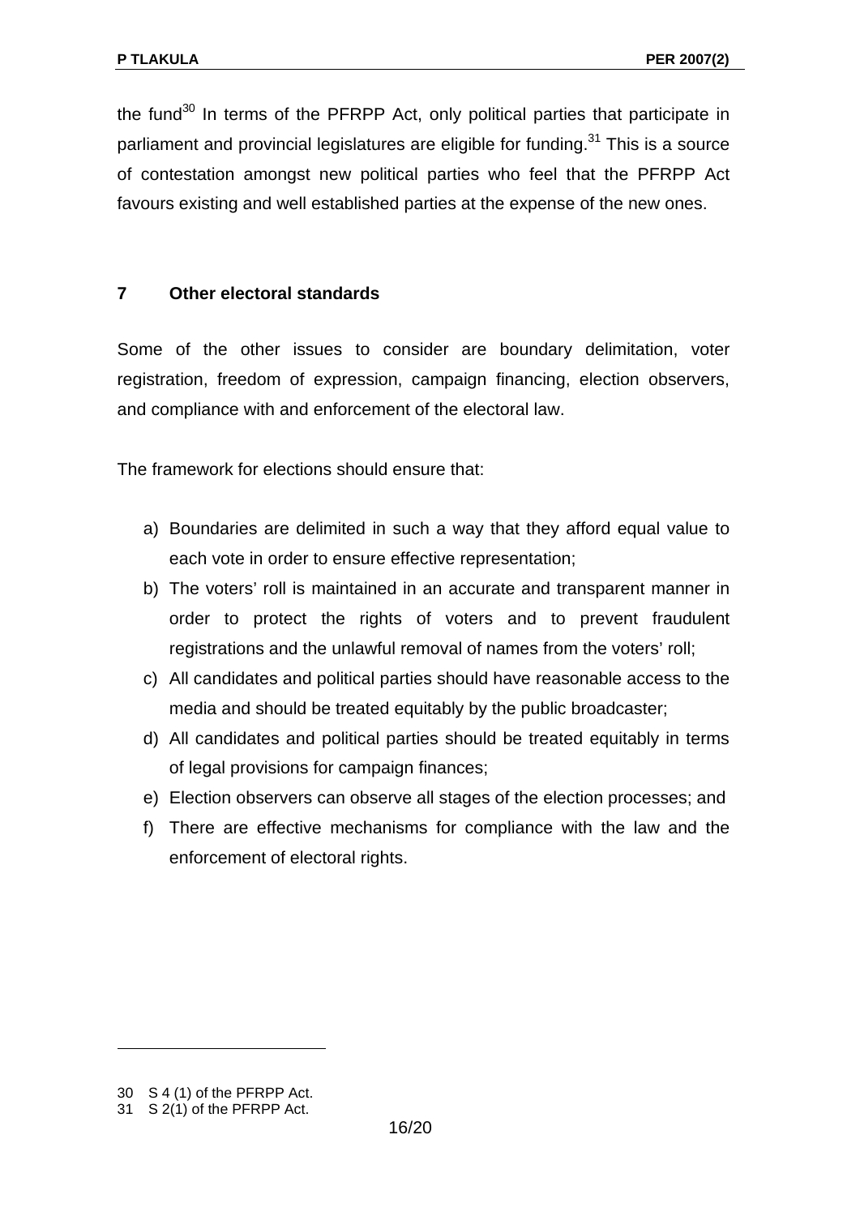the fund[30] In terms of the PFRPP Act, only political parties that participate in parliament and provincial legislatures are eligible for funding.[31] This is a source of contestation amongst new political parties who feel that the PFRPP Act favours existing and well established parties at the expense of the new ones.

## 7 Other electoral standards

Some of the other issues to consider are boundary delimitation, voter registration, freedom of expression, campaign financing, election observers, and compliance with and enforcement of the electoral law.

The framework for elections should ensure that:

a) Boundaries are delimited in such a way that they afford equal value to each vote in order to ensure effective representation;
b) The voters' roll is maintained in an accurate and transparent manner in order to protect the rights of voters and to prevent fraudulent registrations and the unlawful removal of names from the voters' roll;
c) All candidates and political parties should have reasonable access to the media and should be treated equitably by the public broadcaster;
d) All candidates and political parties should be treated equitably in terms of legal provisions for campaign finances;
e) Election observers can observe all stages of the election processes; and
f) There are effective mechanisms for compliance with the law and the enforcement of electoral rights.

---

30 S 4 (1) of the PFRPP Act.

31 S 2(1) of the PFRPP Act.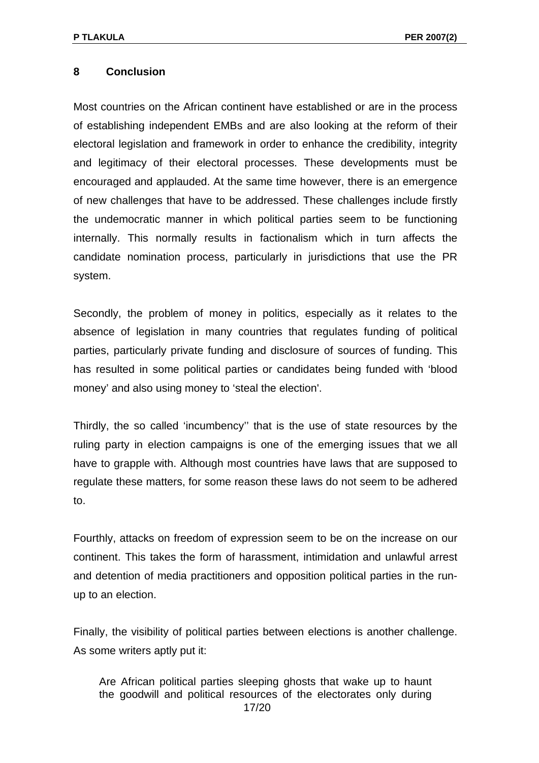## 8 Conclusion

Most countries on the African continent have established or are in the process of establishing independent EMBs and are also looking at the reform of their electoral legislation and framework in order to enhance the credibility, integrity and legitimacy of their electoral processes. These developments must be encouraged and applauded. At the same time however, there is an emergence of new challenges that have to be addressed. These challenges include firstly the undemocratic manner in which political parties seem to be functioning internally. This normally results in factionalism which in turn affects the candidate nomination process, particularly in jurisdictions that use the PR system.

Secondly, the problem of money in politics, especially as it relates to the absence of legislation in many countries that regulates funding of political parties, particularly private funding and disclosure of sources of funding. This has resulted in some political parties or candidates being funded with 'blood money' and also using money to 'steal the election'.

Thirdly, the so called 'incumbency'' that is the use of state resources by the ruling party in election campaigns is one of the emerging issues that we all have to grapple with. Although most countries have laws that are supposed to regulate these matters, for some reason these laws do not seem to be adhered to.

Fourthly, attacks on freedom of expression seem to be on the increase on our continent. This takes the form of harassment, intimidation and unlawful arrest and detention of media practitioners and opposition political parties in the run-up to an election.

Finally, the visibility of political parties between elections is another challenge. As some writers aptly put it:

> Are African political parties sleeping ghosts that wake up to haunt the goodwill and political resources of the electorates only during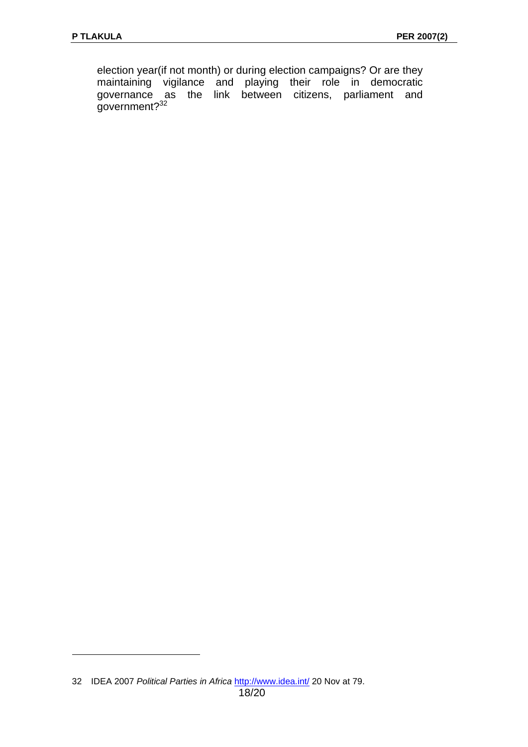election year(if not month) or during election campaigns? Or are they maintaining vigilance and playing their role in democratic governance as the link between citizens, parliament and government?[32]

---

32 IDEA 2007 *Political Parties in Africa* http://www.idea.int/ 20 Nov at 79.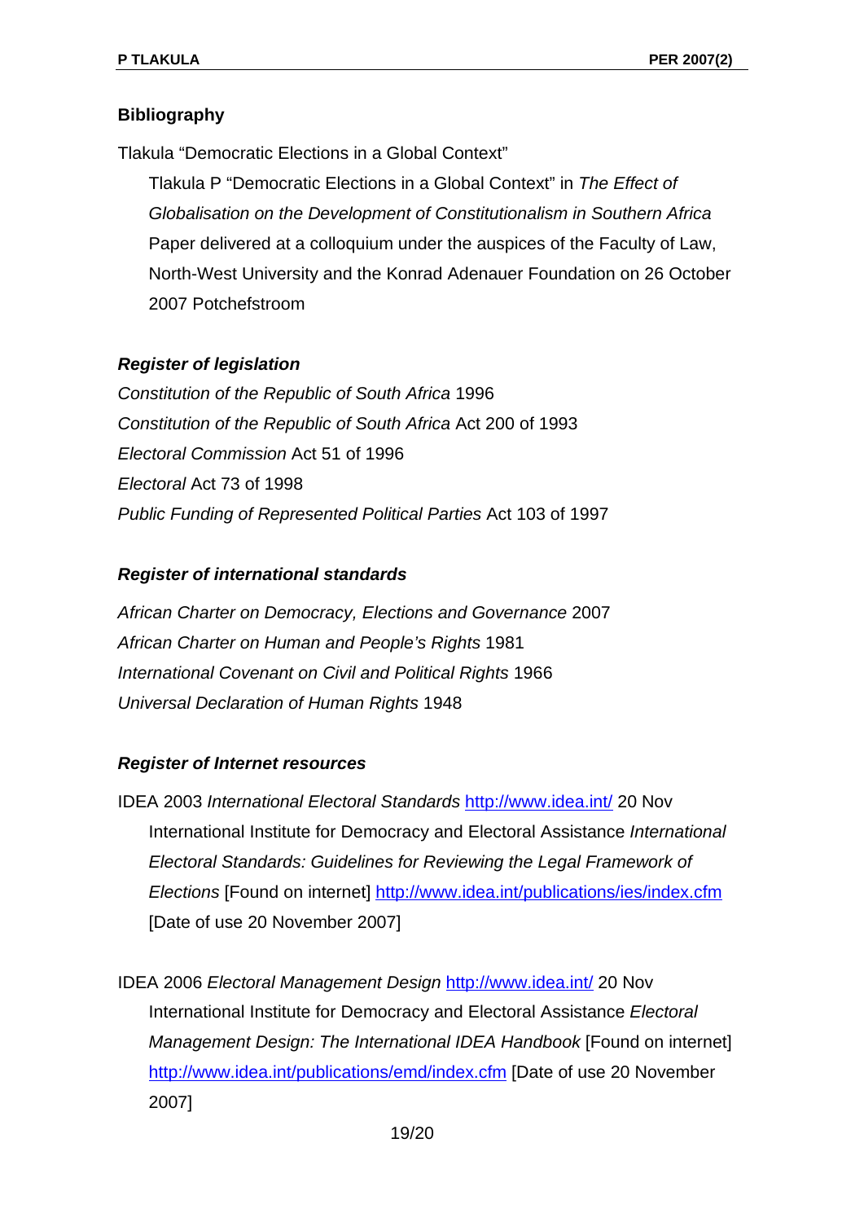## Bibliography

Tlakula "Democratic Elections in a Global Context"

Tlakula P "Democratic Elections in a Global Context" in *The Effect of Globalisation on the Development of Constitutionalism in Southern Africa* Paper delivered at a colloquium under the auspices of the Faculty of Law, North-West University and the Konrad Adenauer Foundation on 26 October 2007 Potchefstroom

### *Register of legislation*

*Constitution of the Republic of South Africa* 1996
*Constitution of the Republic of South Africa* Act 200 of 1993
*Electoral Commission* Act 51 of 1996
*Electoral* Act 73 of 1998
*Public Funding of Represented Political Parties* Act 103 of 1997

### *Register of international standards*

*African Charter on Democracy, Elections and Governance* 2007
*African Charter on Human and People's Rights* 1981
*International Covenant on Civil and Political Rights* 1966
*Universal Declaration of Human Rights* 1948

### *Register of Internet resources*

IDEA 2003 *International Electoral Standards* http://www.idea.int/ 20 Nov

International Institute for Democracy and Electoral Assistance *International Electoral Standards: Guidelines for Reviewing the Legal Framework of Elections* [Found on internet] http://www.idea.int/publications/ies/index.cfm [Date of use 20 November 2007]

IDEA 2006 *Electoral Management Design* http://www.idea.int/ 20 Nov

International Institute for Democracy and Electoral Assistance *Electoral Management Design: The International IDEA Handbook* [Found on internet] http://www.idea.int/publications/emd/index.cfm [Date of use 20 November 2007]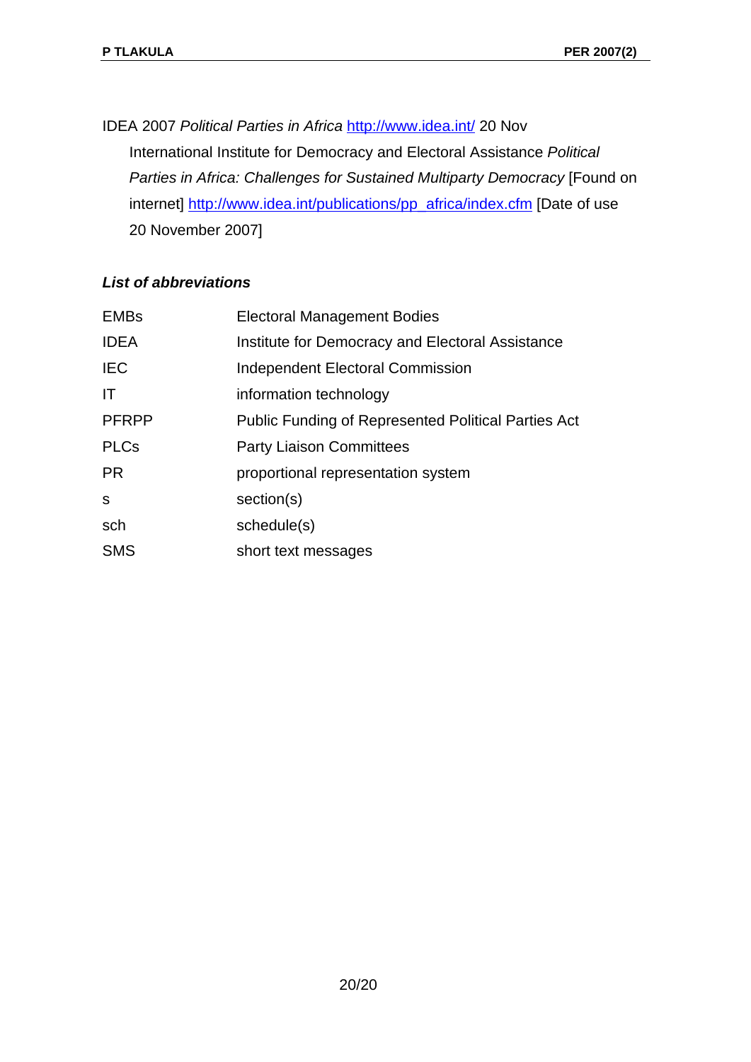IDEA 2007 *Political Parties in Africa* http://www.idea.int/ 20 Nov

International Institute for Democracy and Electoral Assistance *Political Parties in Africa: Challenges for Sustained Multiparty Democracy* [Found on internet] http://www.idea.int/publications/pp_africa/index.cfm [Date of use 20 November 2007]

***List of abbreviations***

| | |
|---|---|
| EMBs | Electoral Management Bodies |
| IDEA | Institute for Democracy and Electoral Assistance |
| IEC | Independent Electoral Commission |
| IT | information technology |
| PFRPP | Public Funding of Represented Political Parties Act |
| PLCs | Party Liaison Committees |
| PR | proportional representation system |
| s | section(s) |
| sch | schedule(s) |
| SMS | short text messages |